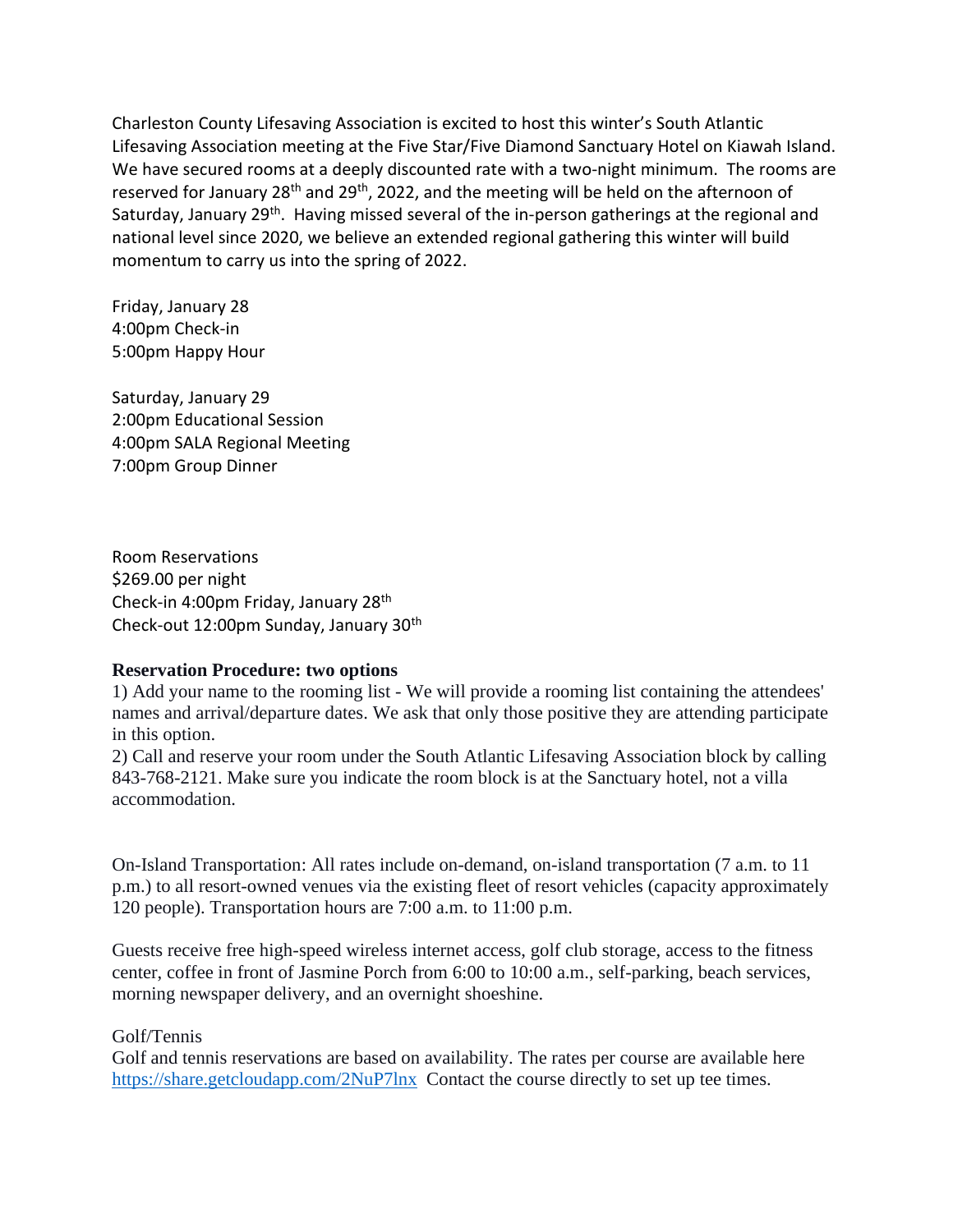Charleston County Lifesaving Association is excited to host this winter's South Atlantic Lifesaving Association meeting at the Five Star/Five Diamond Sanctuary Hotel on Kiawah Island. We have secured rooms at a deeply discounted rate with a two-night minimum. The rooms are reserved for January 28th and 29th, 2022, and the meeting will be held on the afternoon of Saturday, January 29th. Having missed several of the in-person gatherings at the regional and national level since 2020, we believe an extended regional gathering this winter will build momentum to carry us into the spring of 2022.

Friday, January 28
4:00pm Check-in
5:00pm Happy Hour

Saturday, January 29
2:00pm Educational Session
4:00pm SALA Regional Meeting
7:00pm Group Dinner

Room Reservations
$269.00 per night
Check-in 4:00pm Friday, January 28th
Check-out 12:00pm Sunday, January 30th

**Reservation Procedure: two options**

1) Add your name to the rooming list - We will provide a rooming list containing the attendees' names and arrival/departure dates. We ask that only those positive they are attending participate in this option.
2) Call and reserve your room under the South Atlantic Lifesaving Association block by calling 843-768-2121. Make sure you indicate the room block is at the Sanctuary hotel, not a villa accommodation.

On-Island Transportation: All rates include on-demand, on-island transportation (7 a.m. to 11 p.m.) to all resort-owned venues via the existing fleet of resort vehicles (capacity approximately 120 people). Transportation hours are 7:00 a.m. to 11:00 p.m.

Guests receive free high-speed wireless internet access, golf club storage, access to the fitness center, coffee in front of Jasmine Porch from 6:00 to 10:00 a.m., self-parking, beach services, morning newspaper delivery, and an overnight shoeshine.

Golf/Tennis
Golf and tennis reservations are based on availability. The rates per course are available here https://share.getcloudapp.com/2NuP7lnx Contact the course directly to set up tee times.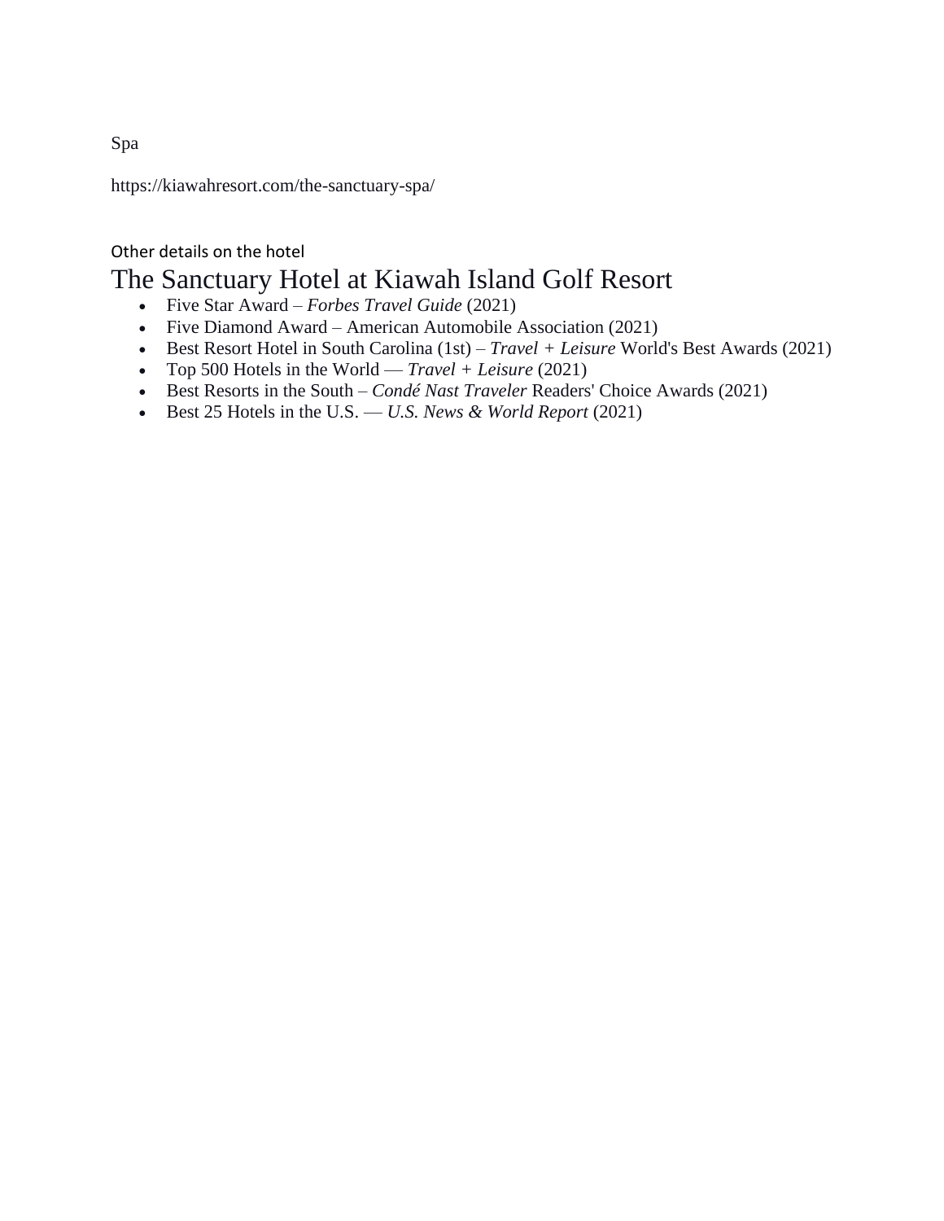Spa

https://kiawahresort.com/the-sanctuary-spa/

Other details on the hotel

# The Sanctuary Hotel at Kiawah Island Golf Resort

- Five Star Award – *Forbes Travel Guide* (2021)
- Five Diamond Award – American Automobile Association (2021)
- Best Resort Hotel in South Carolina (1st) – *Travel + Leisure* World's Best Awards (2021)
- Top 500 Hotels in the World — *Travel + Leisure* (2021)
- Best Resorts in the South – *Condé Nast Traveler* Readers' Choice Awards (2021)
- Best 25 Hotels in the U.S. — *U.S. News & World Report* (2021)